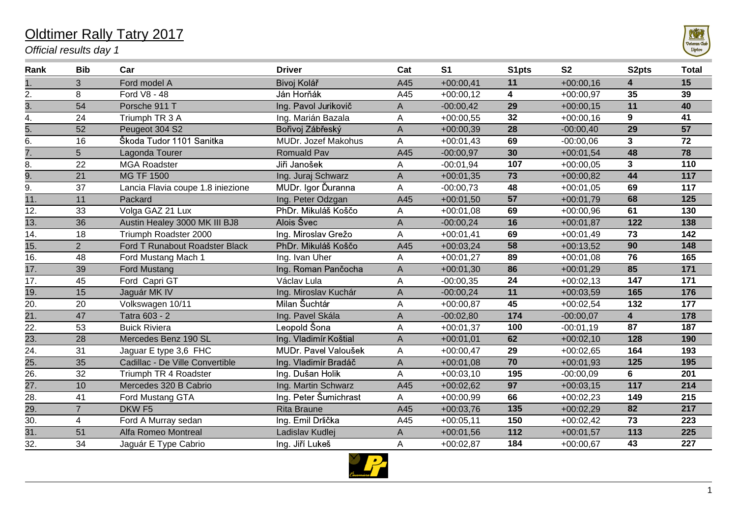# Oldtimer Rally Tatry 2017

*Official results day 1*

| Rank | Bib | Car | Driver | Cat | S1 | S1pts | S2 | S2pts | Total |
|---|---|---|---|---|---|---|---|---|---|
| 1. | 3 | Ford model A | Bivoj Kolář | A45 | +00:00,41 | **11** | +00:00,16 | **4** | **15** |
| 2. | 8 | Ford V8 - 48 | Ján Horňák | A45 | +00:00,12 | **4** | +00:00,97 | **35** | **39** |
| 3. | 54 | Porsche 911 T | Ing. Pavol Jurikovič | A | -00:00,42 | **29** | +00:00,15 | **11** | **40** |
| 4. | 24 | Triumph TR 3 A | Ing. Marián Bazala | A | +00:00,55 | **32** | +00:00,16 | **9** | **41** |
| 5. | 52 | Peugeot 304 S2 | Bořivoj Zábřeský | A | +00:00,39 | **28** | -00:00,40 | **29** | **57** |
| 6. | 16 | Škoda Tudor 1101 Sanitka | MUDr. Jozef Makohus | A | +00:01,43 | **69** | -00:00,06 | **3** | **72** |
| 7. | 5 | Lagonda Tourer | Romuald Pav | A45 | -00:00,97 | **30** | +00:01,54 | **48** | **78** |
| 8. | 22 | MGA Roadster | Jiři Janošek | A | -00:01,94 | **107** | +00:00,05 | **3** | **110** |
| 9. | 21 | MG TF 1500 | Ing. Juraj Schwarz | A | +00:01,35 | **73** | +00:00,82 | **44** | **117** |
| 9. | 37 | Lancia Flavia coupe 1.8 iniezione | MUDr. Igor Ďuranna | A | -00:00,73 | **48** | +00:01,05 | **69** | **117** |
| 11. | 11 | Packard | Ing. Peter Odzgan | A45 | +00:01,50 | **57** | +00:01,79 | **68** | **125** |
| 12. | 33 | Volga GAZ 21 Lux | PhDr. Mikuláš Koščo | A | +00:01,08 | **69** | +00:00,96 | **61** | **130** |
| 13. | 36 | Austin Healey 3000 MK III BJ8 | Alois Švec | A | -00:00,24 | **16** | +00:01,87 | **122** | **138** |
| 14. | 18 | Triumph Roadster 2000 | Ing. Miroslav Grežo | A | +00:01,41 | **69** | +00:01,49 | **73** | **142** |
| 15. | 2 | Ford T Runabout Roadster Black | PhDr. Mikuláš Koščo | A45 | +00:03,24 | **58** | +00:13,52 | **90** | **148** |
| 16. | 48 | Ford Mustang Mach 1 | Ing. Ivan Uher | A | +00:01,27 | **89** | +00:01,08 | **76** | **165** |
| 17. | 39 | Ford Mustang | Ing. Roman Pančocha | A | +00:01,30 | **86** | +00:01,29 | **85** | **171** |
| 17. | 45 | Ford Capri GT | Václav Lula | A | -00:00,35 | **24** | +00:02,13 | **147** | **171** |
| 19. | 15 | Jaguár MK IV | Ing. Miroslav Kuchár | A | -00:00,24 | **11** | +00:03,59 | **165** | **176** |
| 20. | 20 | Volkswagen 10/11 | Milan Šuchtár | A | +00:00,87 | **45** | +00:02,54 | **132** | **177** |
| 21. | 47 | Tatra 603 - 2 | Ing. Pavel Skála | A | -00:02,80 | **174** | -00:00,07 | **4** | **178** |
| 22. | 53 | Buick Riviera | Leopold Šona | A | +00:01,37 | **100** | -00:01,19 | **87** | **187** |
| 23. | 28 | Mercedes Benz 190 SL | Ing. Vladimír Koštial | A | +00:01,01 | **62** | +00:02,10 | **128** | **190** |
| 24. | 31 | Jaguar E type 3,6 FHC | MUDr. Pavel Valoušek | A | +00:00,47 | **29** | +00:02,65 | **164** | **193** |
| 25. | 35 | Cadillac - De Ville Convertible | Ing. Vladimír Bradáč | A | +00:01,08 | **70** | +00:01,93 | **125** | **195** |
| 26. | 32 | Triumph TR 4 Roadster | Ing. Dušan Holik | A | +00:03,10 | **195** | -00:00,09 | **6** | **201** |
| 27. | 10 | Mercedes 320 B Cabrio | Ing. Martin Schwarz | A45 | +00:02,62 | **97** | +00:03,15 | **117** | **214** |
| 28. | 41 | Ford Mustang GTA | Ing. Peter Šumichrast | A | +00:00,99 | **66** | +00:02,23 | **149** | **215** |
| 29. | 7 | DKW F5 | Rita Braune | A45 | +00:03,76 | **135** | +00:02,29 | **82** | **217** |
| 30. | 4 | Ford A Murray sedan | Ing. Emil Drlička | A45 | +00:05,11 | **150** | +00:02,42 | **73** | **223** |
| 31. | 51 | Alfa Romeo Montreal | Ladislav Kudlej | A | +00:01,56 | **112** | +00:01,57 | **113** | **225** |
| 32. | 34 | Jaguár E Type Cabrio | Ing. Jiří Lukeš | A | +00:02,87 | **184** | +00:00,67 | **43** | **227** |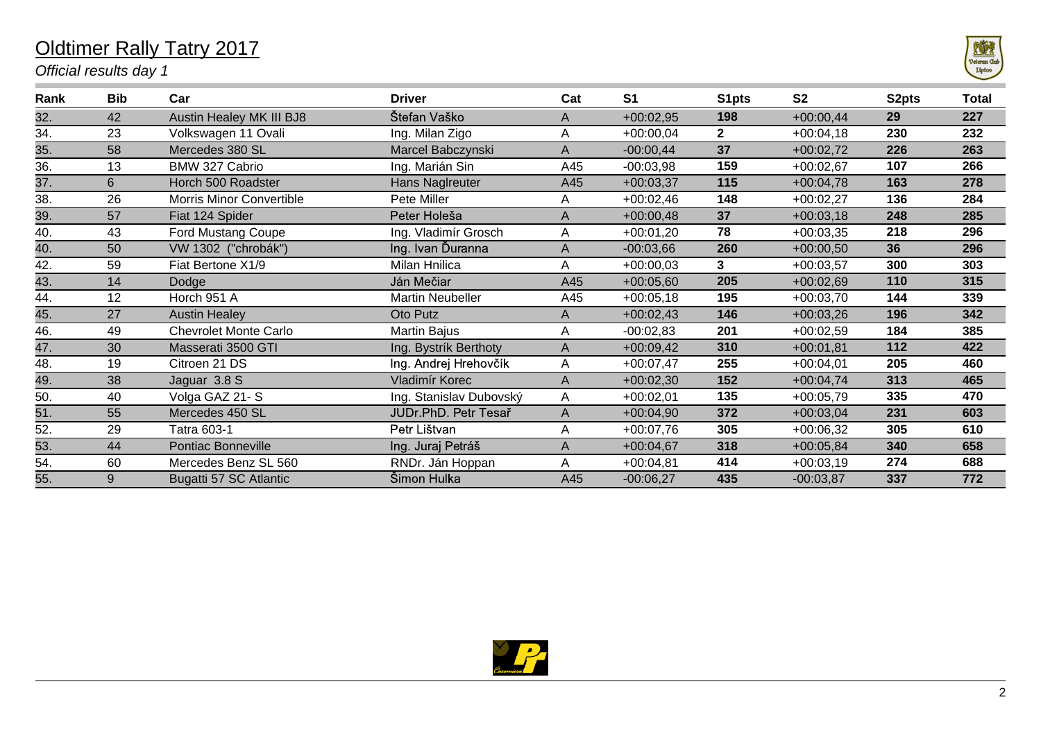# Oldtimer Rally Tatry 2017

*Official results day 1*

| Rank | Bib | Car | Driver | Cat | S1 | S1pts | S2 | S2pts | Total |
|---|---|---|---|---|---|---|---|---|---|
| 32. | 42 | Austin Healey MK III BJ8 | Štefan Vaško | A | +00:02,95 | **198** | +00:00,44 | **29** | **227** |
| 34. | 23 | Volkswagen 11 Ovali | Ing. Milan Zigo | A | +00:00,04 | **2** | +00:04,18 | **230** | **232** |
| 35. | 58 | Mercedes 380 SL | Marcel Babczynski | A | -00:00,44 | **37** | +00:02,72 | **226** | **263** |
| 36. | 13 | BMW 327 Cabrio | Ing. Marián Sin | A45 | -00:03,98 | **159** | +00:02,67 | **107** | **266** |
| 37. | 6 | Horch 500 Roadster | Hans Naglreuter | A45 | +00:03,37 | **115** | +00:04,78 | **163** | **278** |
| 38. | 26 | Morris Minor Convertible | Pete Miller | A | +00:02,46 | **148** | +00:02,27 | **136** | **284** |
| 39. | 57 | Fiat 124 Spider | Peter Holeša | A | +00:00,48 | **37** | +00:03,18 | **248** | **285** |
| 40. | 43 | Ford Mustang Coupe | Ing. Vladimír Grosch | A | +00:01,20 | **78** | +00:03,35 | **218** | **296** |
| 40. | 50 | VW 1302 ("chrobák") | Ing. Ivan Ďuranna | A | -00:03,66 | **260** | +00:00,50 | **36** | **296** |
| 42. | 59 | Fiat Bertone X1/9 | Milan Hnilica | A | +00:00,03 | **3** | +00:03,57 | **300** | **303** |
| 43. | 14 | Dodge | Ján Mečiar | A45 | +00:05,60 | **205** | +00:02,69 | **110** | **315** |
| 44. | 12 | Horch 951 A | Martin Neubeller | A45 | +00:05,18 | **195** | +00:03,70 | **144** | **339** |
| 45. | 27 | Austin Healey | Oto Putz | A | +00:02,43 | **146** | +00:03,26 | **196** | **342** |
| 46. | 49 | Chevrolet Monte Carlo | Martin Bajus | A | -00:02,83 | **201** | +00:02,59 | **184** | **385** |
| 47. | 30 | Masserati 3500 GTI | Ing. Bystrík Berthoty | A | +00:09,42 | **310** | +00:01,81 | **112** | **422** |
| 48. | 19 | Citroen 21 DS | Ing. Andrej Hrehovčík | A | +00:07,47 | **255** | +00:04,01 | **205** | **460** |
| 49. | 38 | Jaguar 3.8 S | Vladimír Korec | A | +00:02,30 | **152** | +00:04,74 | **313** | **465** |
| 50. | 40 | Volga GAZ 21- S | Ing. Stanislav Dubovský | A | +00:02,01 | **135** | +00:05,79 | **335** | **470** |
| 51. | 55 | Mercedes 450 SL | JUDr.PhD. Petr Tesař | A | +00:04,90 | **372** | +00:03,04 | **231** | **603** |
| 52. | 29 | Tatra 603-1 | Petr Lištvan | A | +00:07,76 | **305** | +00:06,32 | **305** | **610** |
| 53. | 44 | Pontiac Bonneville | Ing. Juraj Petráš | A | +00:04,67 | **318** | +00:05,84 | **340** | **658** |
| 54. | 60 | Mercedes Benz SL 560 | RNDr. Ján Hoppan | A | +00:04,81 | **414** | +00:03,19 | **274** | **688** |
| 55. | 9 | Bugatti 57 SC Atlantic | Šimon Hulka | A45 | -00:06,27 | **435** | -00:03,87 | **337** | **772** |